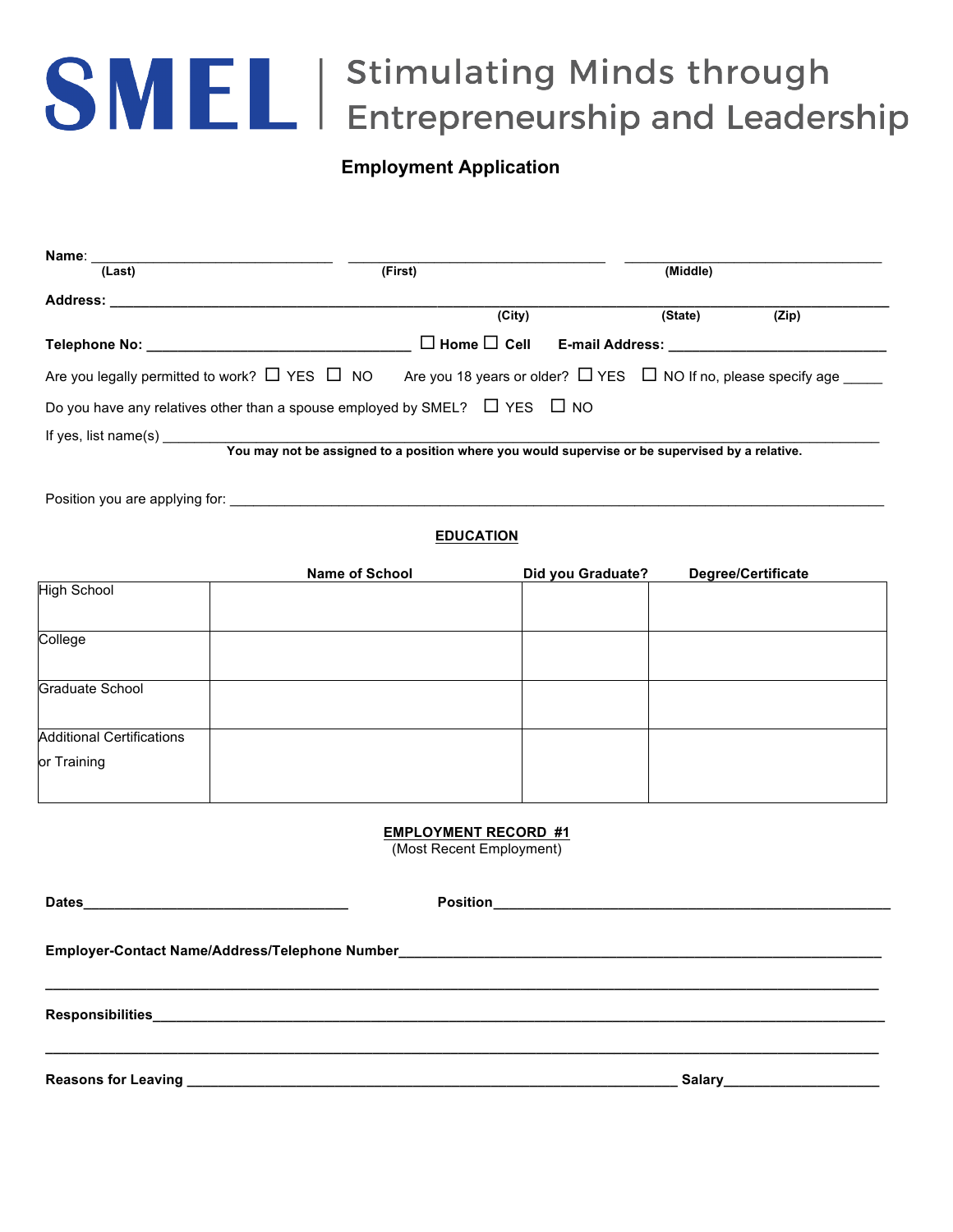# SMEL | Stimulating Minds through Entrepreneurship and Leadership

## Employment Application

**Name**: ______________________________ ______________________________ ______________________________
**(Last)** **(First)** **(Middle)**

**Address:** ________________________________________________________________________________
**(City)** **(State)** **(Zip)**

**Telephone No:** ________________________________ ☐ **Home** ☐ **Cell** **E-mail Address:** __________________________

Are you legally permitted to work? ☐ YES ☐ NO Are you 18 years or older? ☐ YES ☐ NO If no, please specify age _____

Do you have any relatives other than a spouse employed by SMEL? ☐ YES ☐ NO

If yes, list name(s) ________________________________________________________________________________

**You may not be assigned to a position where you would supervise or be supervised by a relative.**

Position you are applying for: ________________________________________________________________________________

### EDUCATION

| | Name of School | Did you Graduate? | Degree/Certificate |
|---|---|---|---|
| High School | | | |
| College | | | |
| Graduate School | | | |
| Additional Certifications or Training | | | |

### EMPLOYMENT RECORD #1

(Most Recent Employment)

**Dates**________________________________ **Position**________________________________________________

**Employer-Contact Name/Address/Telephone Number**____________________________________________________________

________________________________________________________________________________________________

**Responsibilities**________________________________________________________________________________

________________________________________________________________________________________________

**Reasons for Leaving** ________________________________________________________ **Salary**__________________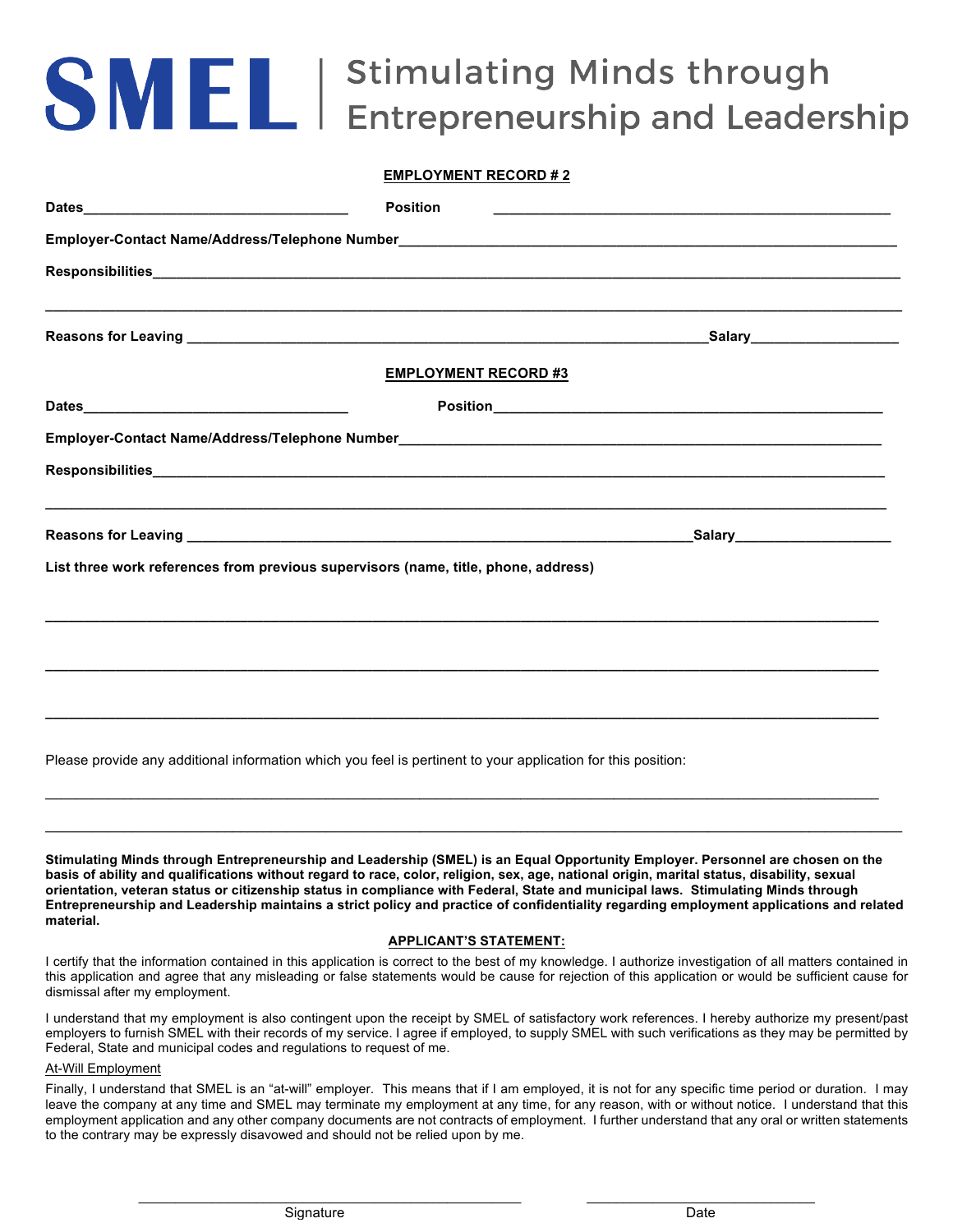# SMEL | Stimulating Minds through Entrepreneurship and Leadership

**EMPLOYMENT RECORD # 2**

**Dates**_________________________________ **Position** _________________________________________________

**Employer-Contact Name/Address/Telephone Number**_____________________________________________________________

**Responsibilities**__________________________________________________________________________________________

______________________________________________________________________________________________________

**Reasons for Leaving** _______________________________________________________________**Salary**__________________

**EMPLOYMENT RECORD #3**

**Dates**_________________________________ **Position**_________________________________________________

**Employer-Contact Name/Address/Telephone Number**_____________________________________________________________

**Responsibilities**__________________________________________________________________________________________

______________________________________________________________________________________________________

**Reasons for Leaving** _______________________________________________________________**Salary**__________________

**List three work references from previous supervisors (name, title, phone, address)**

______________________________________________________________________________________________________

______________________________________________________________________________________________________

______________________________________________________________________________________________________

Please provide any additional information which you feel is pertinent to your application for this position:

______________________________________________________________________________________________________

______________________________________________________________________________________________________

**Stimulating Minds through Entrepreneurship and Leadership (SMEL) is an Equal Opportunity Employer. Personnel are chosen on the basis of ability and qualifications without regard to race, color, religion, sex, age, national origin, marital status, disability, sexual orientation, veteran status or citizenship status in compliance with Federal, State and municipal laws. Stimulating Minds through Entrepreneurship and Leadership maintains a strict policy and practice of confidentiality regarding employment applications and related material.**

**APPLICANT'S STATEMENT:**

I certify that the information contained in this application is correct to the best of my knowledge. I authorize investigation of all matters contained in this application and agree that any misleading or false statements would be cause for rejection of this application or would be sufficient cause for dismissal after my employment.

I understand that my employment is also contingent upon the receipt by SMEL of satisfactory work references. I hereby authorize my present/past employers to furnish SMEL with their records of my service. I agree if employed, to supply SMEL with such verifications as they may be permitted by Federal, State and municipal codes and regulations to request of me.

At-Will Employment

Finally, I understand that SMEL is an "at-will" employer. This means that if I am employed, it is not for any specific time period or duration. I may leave the company at any time and SMEL may terminate my employment at any time, for any reason, with or without notice. I understand that this employment application and any other company documents are not contracts of employment. I further understand that any oral or written statements to the contrary may be expressly disavowed and should not be relied upon by me.

_______________________________________ _______________________

Signature Date